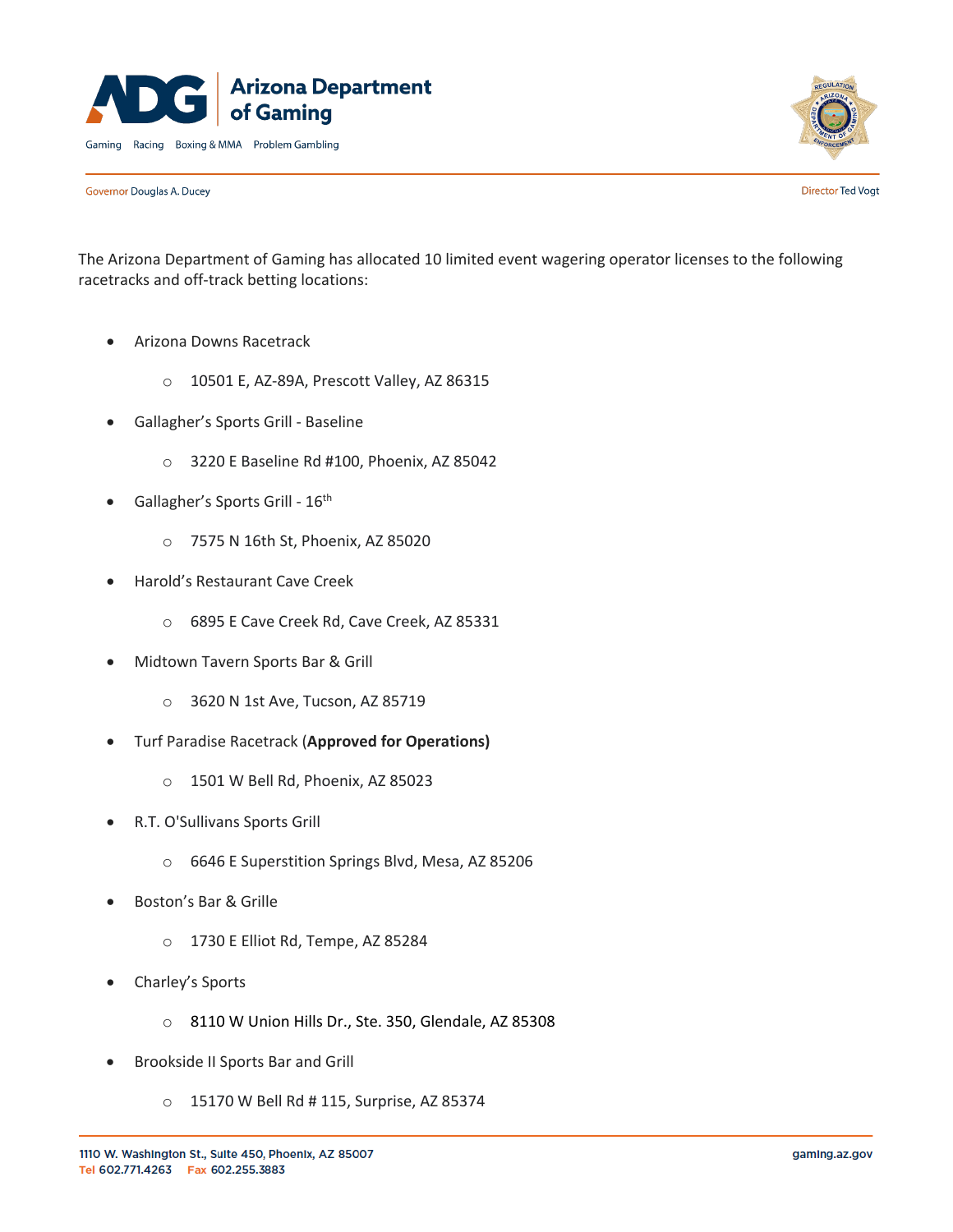# Arizona Department of Gaming

Gaming Racing Boxing & MMA Problem Gambling

Governor Douglas A. Ducey

Director Ted Vogt

The Arizona Department of Gaming has allocated 10 limited event wagering operator licenses to the following racetracks and off-track betting locations:

- Arizona Downs Racetrack
  - 10501 E, AZ-89A, Prescott Valley, AZ 86315
- Gallagher's Sports Grill - Baseline
  - 3220 E Baseline Rd #100, Phoenix, AZ 85042
- Gallagher's Sports Grill - 16th
  - 7575 N 16th St, Phoenix, AZ 85020
- Harold's Restaurant Cave Creek
  - 6895 E Cave Creek Rd, Cave Creek, AZ 85331
- Midtown Tavern Sports Bar & Grill
  - 3620 N 1st Ave, Tucson, AZ 85719
- Turf Paradise Racetrack (**Approved for Operations)**
  - 1501 W Bell Rd, Phoenix, AZ 85023
- R.T. O'Sullivans Sports Grill
  - 6646 E Superstition Springs Blvd, Mesa, AZ 85206
- Boston's Bar & Grille
  - 1730 E Elliot Rd, Tempe, AZ 85284
- Charley's Sports
  - 8110 W Union Hills Dr., Ste. 350, Glendale, AZ 85308
- Brookside II Sports Bar and Grill
  - 15170 W Bell Rd # 115, Surprise, AZ 85374

1110 W. Washington St., Suite 450, Phoenix, AZ 85007
Tel 602.771.4263 Fax 602.255.3883
gaming.az.gov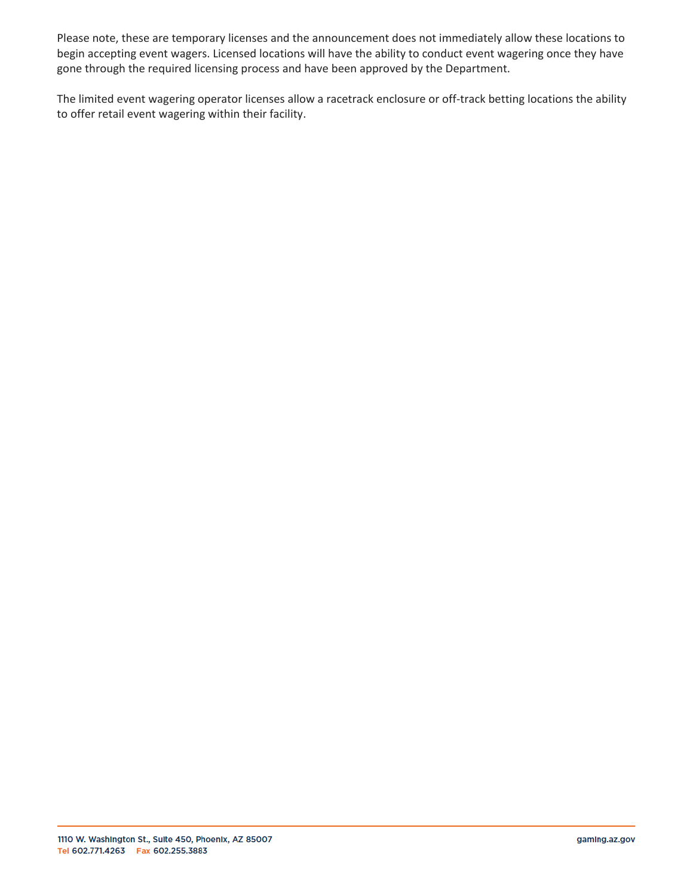Please note, these are temporary licenses and the announcement does not immediately allow these locations to begin accepting event wagers. Licensed locations will have the ability to conduct event wagering once they have gone through the required licensing process and have been approved by the Department.

The limited event wagering operator licenses allow a racetrack enclosure or off-track betting locations the ability to offer retail event wagering within their facility.